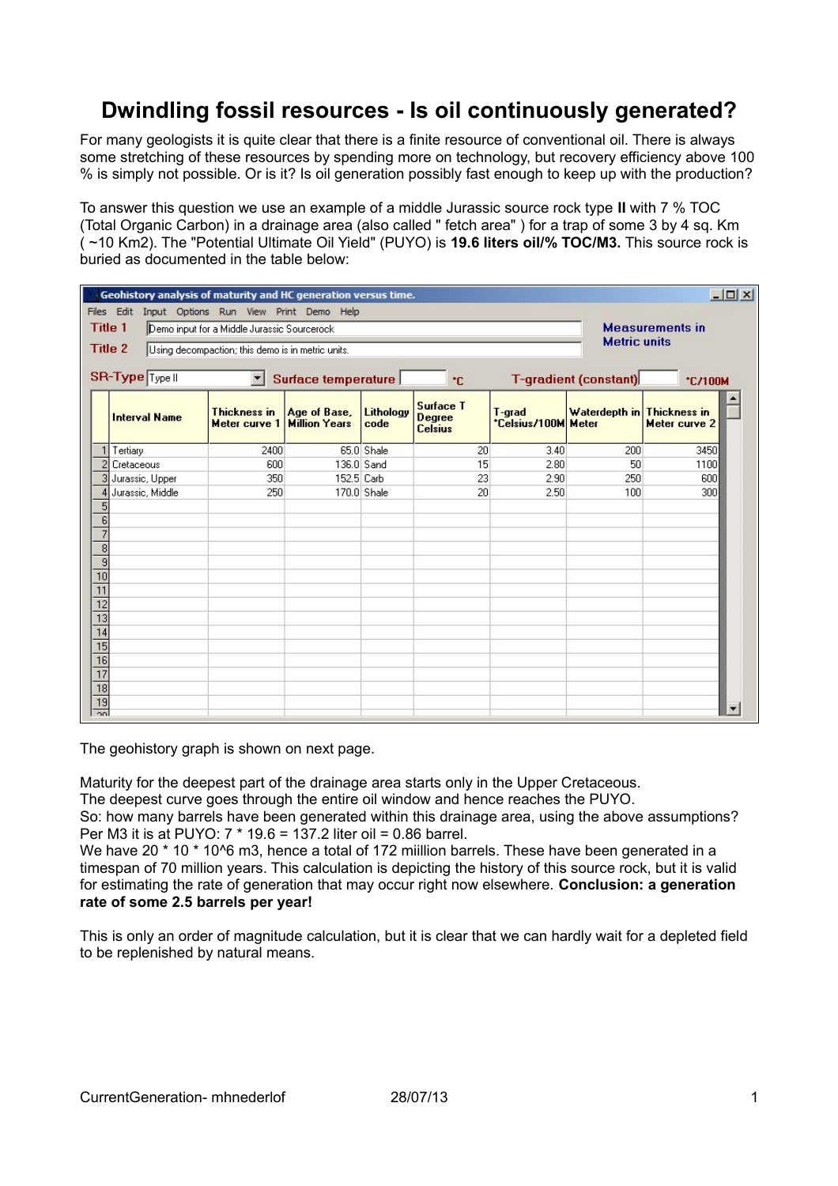# Dwindling fossil resources - Is oil continuously generated?

For many geologists it is quite clear that there is a finite resource of conventional oil. There is always some stretching of these resources by spending more on technology, but recovery efficiency above 100 % is simply not possible. Or is it? Is oil generation possibly fast enough to keep up with the production?

To answer this question we use an example of a middle Jurassic source rock type **II** with 7 % TOC (Total Organic Carbon) in a drainage area (also called " fetch area" ) for a trap of some 3 by 4 sq. Km ( ~10 Km2). The "Potential Ultimate Oil Yield" (PUYO) is **19.6 liters oil/% TOC/M3.** This source rock is buried as documented in the table below:

Geohistory analysis of maturity and HC generation versus time.

Files Edit Input Options Run View Print Demo Help

Title 1: Demo input for a Middle Jurassic Sourcerock

Title 2: Using decompaction; this demo is in metric units.

Measurements in Metric units

SR-Type: Type II — Surface temperature: °C — T-gradient (constant): °C/100M

| | Interval Name | Thickness in Meter curve 1 | Age of Base, Million Years | Lithology code | Surface T Degree Celsius | T-grad °Celsius/100M | Waterdepth in Meter | Thickness in Meter curve 2 |
|---|---|---|---|---|---|---|---|---|
| 1 | Tertiary | 2400 | 65.0 | Shale | 20 | 3.40 | 200 | 3450 |
| 2 | Cretaceous | 600 | 136.0 | Sand | 15 | 2.80 | 50 | 1100 |
| 3 | Jurassic, Upper | 350 | 152.5 | Carb | 23 | 2.90 | 250 | 600 |
| 4 | Jurassic, Middle | 250 | 170.0 | Shale | 20 | 2.50 | 100 | 300 |
| 5 | | | | | | | | |
| 6 | | | | | | | | |
| 7 | | | | | | | | |
| 8 | | | | | | | | |
| 9 | | | | | | | | |
| 10 | | | | | | | | |
| 11 | | | | | | | | |
| 12 | | | | | | | | |
| 13 | | | | | | | | |
| 14 | | | | | | | | |
| 15 | | | | | | | | |
| 16 | | | | | | | | |
| 17 | | | | | | | | |
| 18 | | | | | | | | |
| 19 | | | | | | | | |

The geohistory graph is shown on next page.

Maturity for the deepest part of the drainage area starts only in the Upper Cretaceous.
The deepest curve goes through the entire oil window and hence reaches the PUYO.
So: how many barrels have been generated within this drainage area, using the above assumptions?
Per M3 it is at PUYO: 7 * 19.6 = 137.2 liter oil = 0.86 barrel.
We have 20 * 10 * 10^6 m3, hence a total of 172 miillion barrels. These have been generated in a timespan of 70 million years. This calculation is depicting the history of this source rock, but it is valid for estimating the rate of generation that may occur right now elsewhere. **Conclusion: a generation rate of some 2.5 barrels per year!**

This is only an order of magnitude calculation, but it is clear that we can hardly wait for a depleted field to be replenished by natural means.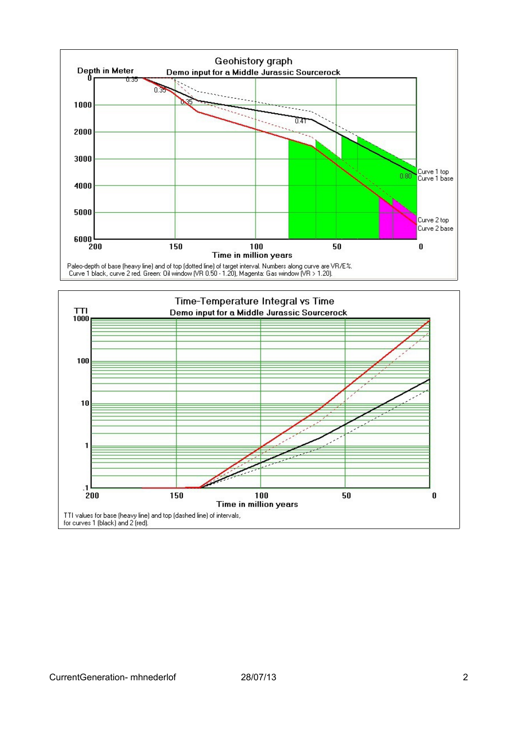## Geohistory graph

**Demo input for a Middle Jurassic Sourcerock**

Depth in Meter

0, 1000, 2000, 3000, 4000, 5000, 6000

200, 150, 100, 50, 0

Time in million years

0.35, 0.35, 0.35, 0.41, 0.80

Curve 1 top
Curve 1 base
Curve 2 top
Curve 2 base

Paleo-depth of base (heavy line) and of top (dotted line) of target interval. Numbers along curve are VR/E%.
Curve 1 black, curve 2 red. Green: Oil window (VR 0.50 - 1.20), Magenta: Gas window (VR > 1.20).

## Time-Temperature Integral vs Time

**Demo input for a Middle Jurassic Sourcerock**

TTI

1000, 100, 10, 1, .1

200, 150, 100, 50, 0

Time in million years

TTI values for base (heavy line) and top (dashed line) of intervals,
for curves 1 (black) and 2 (red).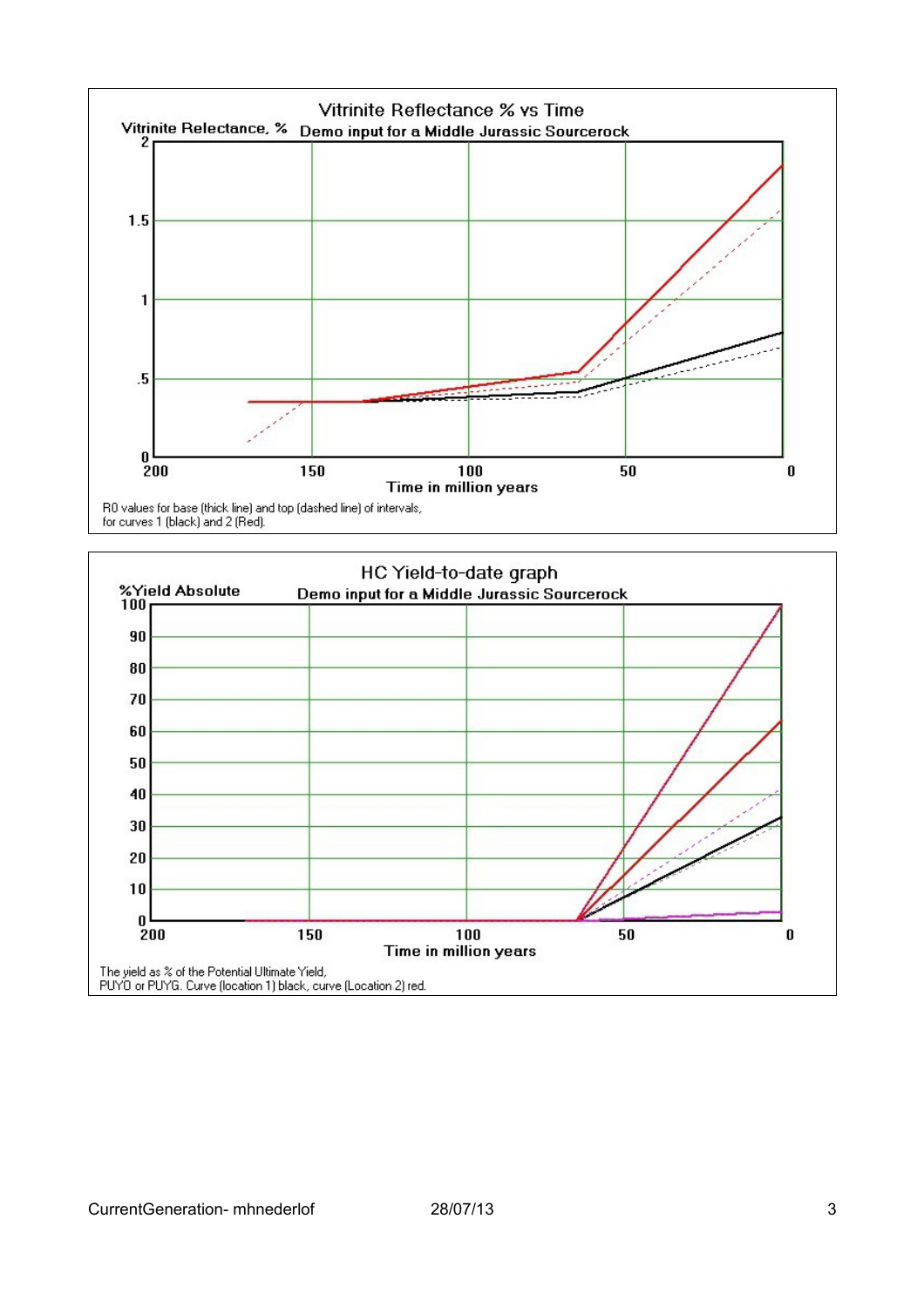Vitrinite Reflectance % vs Time

Vitrinite Relectance, %

Demo input for a Middle Jurassic Sourcerock

2

1.5

1

.5

0

200

150

100

50

0

Time in million years

R0 values for base (thick line) and top (dashed line) of intervals,
for curves 1 (black) and 2 (Red).

HC Yield-to-date graph

%Yield Absolute

Demo input for a Middle Jurassic Sourcerock

100

90

80

70

60

50

40

30

20

10

0

200

150

100

50

0

Time in million years

The yield as % of the Potential Ultimate Yield,
PUYO or PUYG. Curve (location 1) black, curve (Location 2) red.